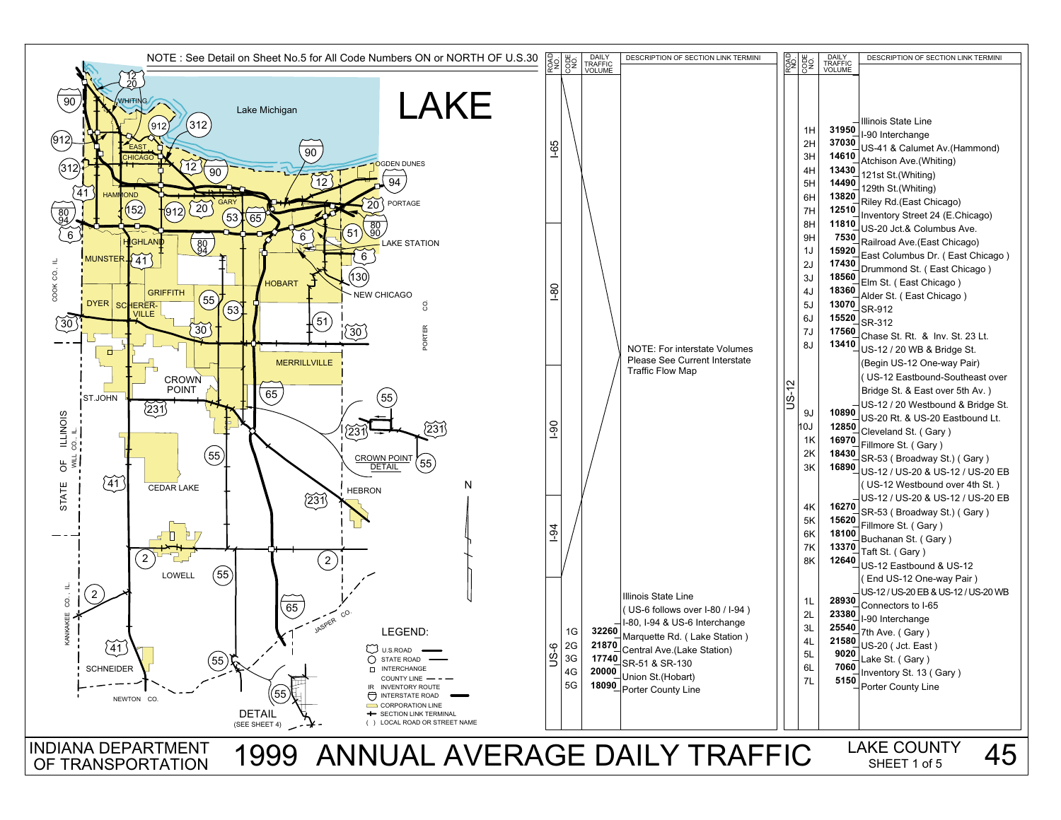# 1999 ANNUAL AVERAGE DAILY TRAFFIC

INDIANA DEPARTMENT OF TRANSPORTATION

LAKE COUNTY — SHEET 1 of 5 — 45

NOTE : See Detail on Sheet No.5 for All Code Numbers ON or NORTH OF U.S.30

## LAKE

| ROAD NO. | CODE NO. | DAILY TRAFFIC VOLUME | DESCRIPTION OF SECTION LINK TERMINI |
|---|---|---|---|
| I-65 | | | |
| I-80 | | | NOTE: For interstate Volumes Please See Current Interstate Traffic Flow Map |
| I-90 | | | |
| I-94 | | | |
| US-6 | | | Illinois State Line |
| | | | ( US-6 follows over I-80 / I-94 ) |
| | | | I-80, I-94 & US-6 Interchange |
| | 1G | 32260 | |
| | | | Marquette Rd. ( Lake Station ) |
| | 2G | 21870 | |
| | | | Central Ave.(Lake Station) |
| | 3G | 17740 | |
| | | | SR-51 & SR-130 |
| | 4G | 20000 | |
| | | | Union St.(Hobart) |
| | 5G | 18090 | |
| | | | Porter County Line |

| ROAD NO. | CODE NO. | DAILY TRAFFIC VOLUME | DESCRIPTION OF SECTION LINK TERMINI |
|---|---|---|---|
| US-12 | | | Illinois State Line |
| | 1H | 31950 | |
| | | | I-90 Interchange |
| | 2H | 37030 | |
| | | | US-41 & Calumet Av.(Hammond) |
| | 3H | 14610 | |
| | | | Atchison Ave.(Whiting) |
| | 4H | 13430 | |
| | | | 121st St.(Whiting) |
| | 5H | 14490 | |
| | | | 129th St.(Whiting) |
| | 6H | 13820 | |
| | | | Riley Rd.(East Chicago) |
| | 7H | 12510 | |
| | | | Inventory Street 24 (E.Chicago) |
| | 8H | 11810 | |
| | | | US-20 Jct.& Columbus Ave. |
| | 9H | 7530 | |
| | | | Railroad Ave.(East Chicago) |
| | 1J | 15920 | |
| | | | East Columbus Dr. ( East Chicago ) |
| | 2J | 17430 | |
| | | | Drummond St. ( East Chicago ) |
| | 3J | 18560 | |
| | | | Elm St. ( East Chicago ) |
| | 4J | 18360 | |
| | | | Alder St. ( East Chicago ) |
| | 5J | 13070 | |
| | | | SR-912 |
| | 6J | 15520 | |
| | | | SR-312 |
| | 7J | 17560 | |
| | | | Chase St. Rt. & Inv. St. 23 Lt. |
| | 8J | 13410 | |
| | | | US-12 / 20 WB & Bridge St. |
| | | | (Begin US-12 One-way Pair) |
| | | | ( US-12 Eastbound-Southeast over Bridge St. & East over 5th Av. ) |
| | | | US-12 / 20 Westbound & Bridge St. |
| | 9J | 10890 | |
| | | | US-20 Rt. & US-20 Eastbound Lt. |
| | 10J | 12850 | |
| | | | Cleveland St. ( Gary ) |
| | 1K | 16970 | |
| | | | Fillmore St. ( Gary ) |
| | 2K | 18430 | |
| | | | SR-53 ( Broadway St.) ( Gary ) |
| | 3K | 16890 | |
| | | | US-12 / US-20 & US-12 / US-20 EB |
| | | | ( US-12 Westbound over 4th St. ) |
| | | | US-12 / US-20 & US-12 / US-20 EB |
| | 4K | 16270 | |
| | | | SR-53 ( Broadway St.) ( Gary ) |
| | 5K | 15620 | |
| | | | Fillmore St. ( Gary ) |
| | 6K | 18100 | |
| | | | Buchanan St. ( Gary ) |
| | 7K | 13370 | |
| | | | Taft St. ( Gary ) |
| | 8K | 12640 | |
| | | | US-12 Eastbound & US-12 |
| | | | ( End US-12 One-way Pair ) |
| | | | US-12 / US-20 EB & US-12 / US-20 WB |
| | 1L | 28930 | |
| | | | Connectors to I-65 |
| | 2L | 23380 | |
| | | | I-90 Interchange |
| | 3L | 25540 | |
| | | | 7th Ave. ( Gary ) |
| | 4L | 21580 | |
| | | | US-20 ( Jct. East ) |
| | 5L | 9020 | |
| | | | Lake St. ( Gary ) |
| | 6L | 7060 | |
| | | | Inventory St. 13 ( Gary ) |
| | 7L | 5150 | |
| | | | Porter County Line |

LEGEND: U.S.ROAD; STATE ROAD; INTERCHANGE; COUNTY LINE; IR INVENTORY ROUTE; INTERSTATE ROAD; CORPORATION LINE; SECTION LINK TERMINAL; ( ) LOCAL ROAD OR STREET NAME

DETAIL (SEE SHEET 4)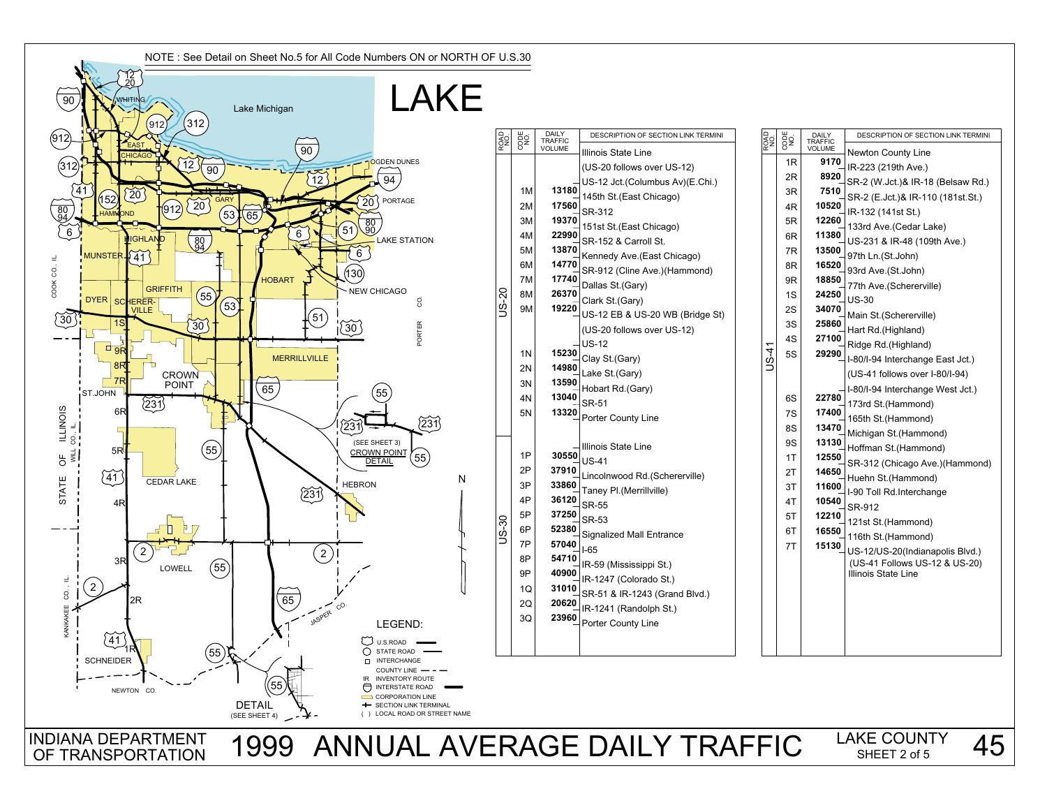NOTE : See Detail on Sheet No.5 for All Code Numbers ON or NORTH OF U.S.30

# LAKE

| ROAD NO. | CODE NO. | DAILY TRAFFIC VOLUME | DESCRIPTION OF SECTION LINK TERMINI |
|---|---|---|---|
| US-20 | | | Illinois State Line |
| | | | (US-20 follows over US-12) |
| | | | US-12 Jct.(Columbus Av)(E.Chi.) |
| | 1M | 13180 | 145th St.(East Chicago) |
| | 2M | 17560 | SR-312 |
| | 3M | 19370 | 151st St.(East Chicago) |
| | 4M | 22990 | SR-152 & Carroll St. |
| | 5M | 13870 | Kennedy Ave.(East Chicago) |
| | 6M | 14770 | SR-912 (Cline Ave.)(Hammond) |
| | 7M | 17740 | Dallas St.(Gary) |
| | 8M | 26370 | Clark St.(Gary) |
| | 9M | 19220 | US-12 EB & US-20 WB (Bridge St) |
| | | | (US-20 follows over US-12) |
| | | | US-12 |
| | 1N | 15230 | Clay St.(Gary) |
| | 2N | 14980 | Lake St.(Gary) |
| | 3N | 13590 | Hobart Rd.(Gary) |
| | 4N | 13040 | SR-51 |
| | 5N | 13320 | Porter County Line |
| US-30 | | | Illinois State Line |
| | 1P | 30550 | US-41 |
| | 2P | 37910 | Lincolnwood Rd.(Schererville) |
| | 3P | 33860 | Taney Pl.(Merrillville) |
| | 4P | 36120 | SR-55 |
| | 5P | 37250 | SR-53 |
| | 6P | 52380 | Signalized Mall Entrance |
| | 7P | 57040 | I-65 |
| | 8P | 54710 | IR-59 (Mississippi St.) |
| | 9P | 40900 | IR-1247 (Colorado St.) |
| | 1Q | 31010 | SR-51 & IR-1243 (Grand Blvd.) |
| | 2Q | 20620 | IR-1241 (Randolph St.) |
| | 3Q | 23960 | Porter County Line |

| ROAD NO. | CODE NO. | DAILY TRAFFIC VOLUME | DESCRIPTION OF SECTION LINK TERMINI |
|---|---|---|---|
| US-41 | | | Newton County Line |
| | 1R | 9170 | IR-223 (219th Ave.) |
| | 2R | 8920 | SR-2 (W.Jct.)& IR-18 (Belsaw Rd.) |
| | 3R | 7510 | SR-2 (E.Jct.)& IR-110 (181st.St.) |
| | 4R | 10520 | IR-132 (141st St.) |
| | 5R | 12260 | 133rd Ave.(Cedar Lake) |
| | 6R | 11380 | US-231 & IR-48 (109th Ave.) |
| | 7R | 13500 | 97th Ln.(St.John) |
| | 8R | 16520 | 93rd Ave.(St.John) |
| | 9R | 18850 | 77th Ave.(Schererville) |
| | 1S | 24250 | US-30 |
| | 2S | 34070 | Main St.(Schererville) |
| | 3S | 25860 | Hart Rd.(Highland) |
| | 4S | 27100 | Ridge Rd.(Highland) |
| | 5S | 29290 | I-80/I-94 Interchange East Jct.) |
| | | | (US-41 follows over I-80/I-94) |
| | | | I-80/I-94 Interchange West Jct.) |
| | 6S | 22780 | 173rd St.(Hammond) |
| | 7S | 17400 | 165th St.(Hammond) |
| | 8S | 13470 | Michigan St.(Hammond) |
| | 9S | 13130 | Hoffman St.(Hammond) |
| | 1T | 12550 | SR-312 (Chicago Ave.)(Hammond) |
| | 2T | 14650 | Huehn St.(Hammond) |
| | 3T | 11600 | I-90 Toll Rd.Interchange |
| | 4T | 10540 | SR-912 |
| | 5T | 12210 | 121st St.(Hammond) |
| | 6T | 16550 | 116th St.(Hammond) |
| | 7T | 15130 | US-12/US-20(Indianapolis Blvd.) |
| | | | (US-41 Follows US-12 & US-20) |
| | | | Illinois State Line |

LEGEND:
- U.S.ROAD
- STATE ROAD
- INTERCHANGE
- COUNTY LINE
- IR INVENTORY ROUTE
- INTERSTATE ROAD
- CORPORATION LINE
- SECTION LINK TERMINAL
- ( ) LOCAL ROAD OR STREET NAME

DETAIL (SEE SHEET 4)

(SEE SHEET 3) CROWN POINT DETAIL

INDIANA DEPARTMENT OF TRANSPORTATION

# 1999 ANNUAL AVERAGE DAILY TRAFFIC

LAKE COUNTY SHEET 2 of 5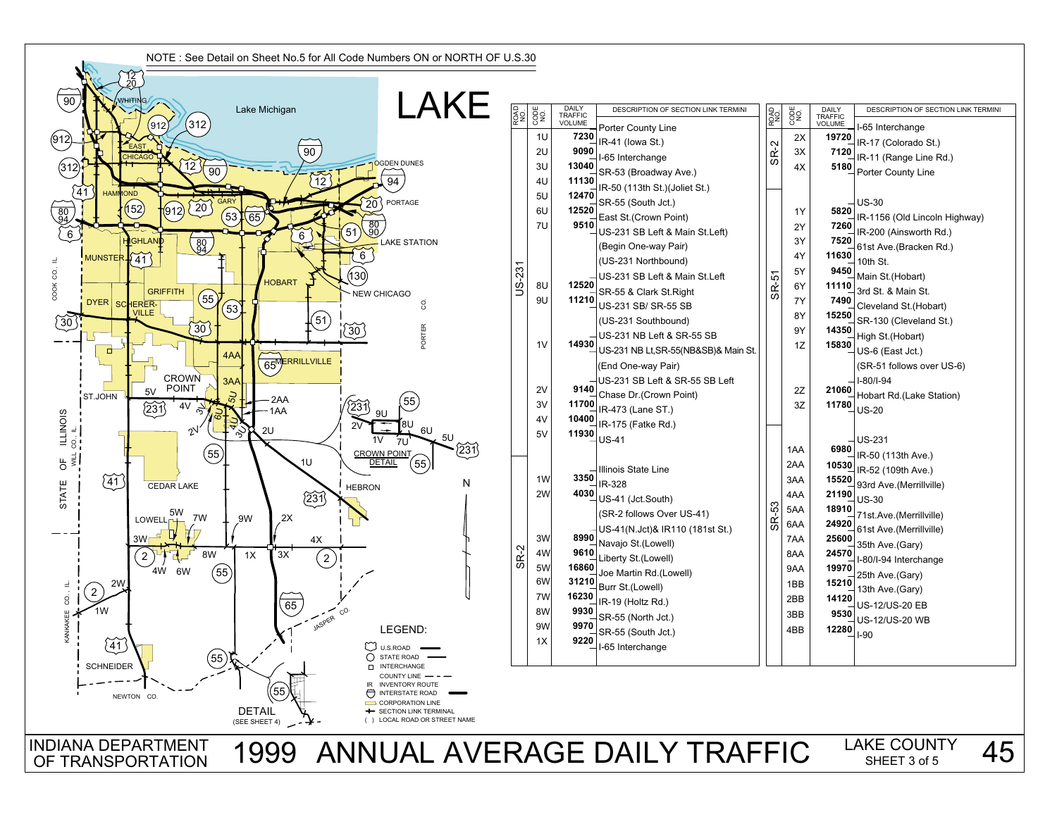# LAKE

NOTE : See Detail on Sheet No.5 for All Code Numbers ON or NORTH OF U.S.30

| ROAD NO. | CODE NO. | DAILY TRAFFIC VOLUME | DESCRIPTION OF SECTION LINK TERMINI |
|---|---|---|---|
| US-231 | | | Porter County Line |
| | 1U | 7230 | IR-41 (Iowa St.) |
| | 2U | 9090 | I-65 Interchange |
| | 3U | 13040 | SR-53 (Broadway Ave.) |
| | 4U | 11130 | IR-50 (113th St.)(Joliet St.) |
| | 5U | 12470 | SR-55 (South Jct.) |
| | 6U | 12520 | East St.(Crown Point) |
| | 7U | 9510 | US-231 SB Left & Main St.Left) |
| | | | (Begin One-way Pair) |
| | | | (US-231 Northbound) |
| | | | US-231 SB Left & Main St.Left |
| | 8U | 12520 | SR-55 & Clark St.Right |
| | 9U | 11210 | US-231 SB/ SR-55 SB |
| | | | (US-231 Southbound) |
| | | | US-231 NB Left & SR-55 SB |
| | 1V | 14930 | US-231 NB Lt,SR-55(NB&SB)& Main St. |
| | | | (End One-way Pair) |
| | | | US-231 SB Left & SR-55 SB Left |
| | 2V | 9140 | Chase Dr.(Crown Point) |
| | 3V | 11700 | IR-473 (Lane ST.) |
| | 4V | 10400 | IR-175 (Fatke Rd.) |
| | 5V | 11930 | US-41 |
| SR-2 | | | Illinois State Line |
| | 1W | 3350 | IR-328 |
| | 2W | 4030 | US-41 (Jct.South) |
| | | | (SR-2 follows Over US-41) |
| | | | US-41(N.Jct)& IR110 (181st St.) |
| | 3W | 8990 | Navajo St.(Lowell) |
| | 4W | 9610 | Liberty St.(Lowell) |
| | 5W | 16860 | Joe Martin Rd.(Lowell) |
| | 6W | 31210 | Burr St.(Lowell) |
| | 7W | 16230 | IR-19 (Holtz Rd.) |
| | 8W | 9930 | SR-55 (North Jct.) |
| | 9W | 9970 | SR-55 (South Jct.) |
| | 1X | 9220 | I-65 Interchange |

| ROAD NO. | CODE NO. | DAILY TRAFFIC VOLUME | DESCRIPTION OF SECTION LINK TERMINI |
|---|---|---|---|
| SR-2 | | | I-65 Interchange |
| | 2X | 19720 | IR-17 (Colorado St.) |
| | 3X | 7120 | IR-11 (Range Line Rd.) |
| | 4X | 5180 | Porter County Line |
| SR-51 | | | US-30 |
| | 1Y | 5820 | IR-1156 (Old Lincoln Highway) |
| | 2Y | 7260 | IR-200 (Ainsworth Rd.) |
| | 3Y | 7520 | 61st Ave.(Bracken Rd.) |
| | 4Y | 11630 | 10th St. |
| | 5Y | 9450 | Main St.(Hobart) |
| | 6Y | 11110 | 3rd St. & Main St. |
| | 7Y | 7490 | Cleveland St.(Hobart) |
| | 8Y | 15250 | SR-130 (Cleveland St.) |
| | 9Y | 14350 | High St.(Hobart) |
| | 1Z | 15830 | US-6 (East Jct.) |
| | | | (SR-51 follows over US-6) |
| | | | I-80/I-94 |
| | 2Z | 21060 | Hobart Rd.(Lake Station) |
| | 3Z | 11780 | US-20 |
| SR-53 | | | US-231 |
| | 1AA | 6980 | IR-50 (113th Ave.) |
| | 2AA | 10530 | IR-52 (109th Ave.) |
| | 3AA | 15520 | 93rd Ave.(Merrillville) |
| | 4AA | 21190 | US-30 |
| | 5AA | 18910 | 71st.Ave.(Merrillville) |
| | 6AA | 24920 | 61st Ave.(Merrillville) |
| | 7AA | 25600 | 35th Ave.(Gary) |
| | 8AA | 24570 | I-80/I-94 Interchange |
| | 9AA | 19970 | 25th Ave.(Gary) |
| | 1BB | 15210 | 13th Ave.(Gary) |
| | 2BB | 14120 | US-12/US-20 EB |
| | 3BB | 9530 | US-12/US-20 WB |
| | 4BB | 12280 | I-90 |

LEGEND:
- U.S.ROAD
- STATE ROAD
- INTERCHANGE
- COUNTY LINE
- IR INVENTORY ROUTE
- INTERSTATE ROAD
- CORPORATION LINE
- SECTION LINK TERMINAL
- ( ) LOCAL ROAD OR STREET NAME

DETAIL (SEE SHEET 4)

INDIANA DEPARTMENT OF TRANSPORTATION

# 1999 ANNUAL AVERAGE DAILY TRAFFIC

LAKE COUNTY SHEET 3 of 5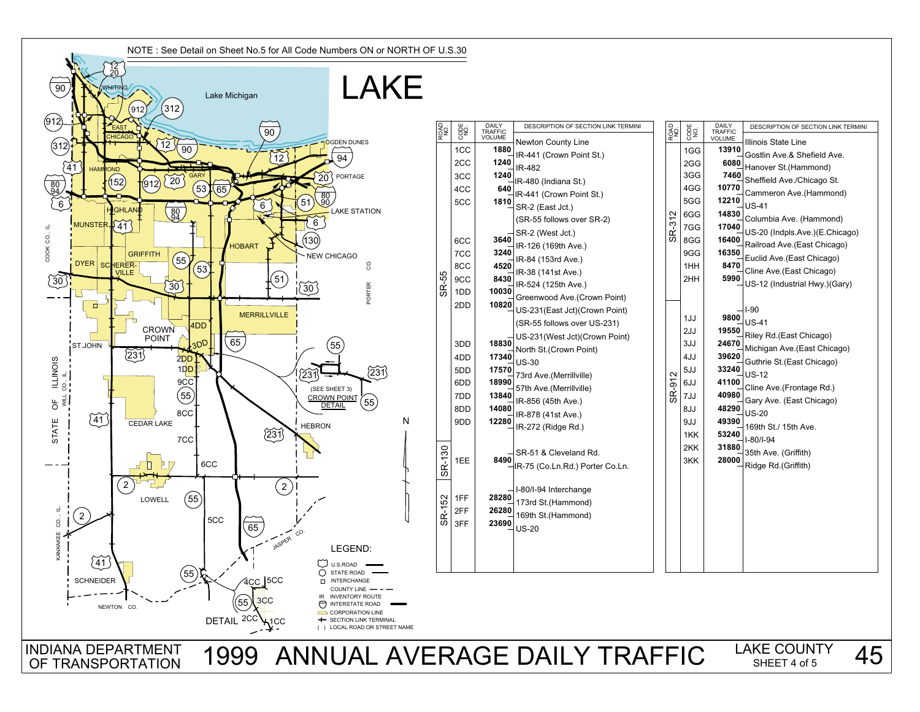# LAKE

NOTE : See Detail on Sheet No.5 for All Code Numbers ON or NORTH OF U.S.30

| ROAD NO. | CODE NO. | DAILY TRAFFIC VOLUME | DESCRIPTION OF SECTION LINK TERMINI |
|---|---|---|---|
| SR-55 | | | Newton County Line |
| | 1CC | 1880 | IR-441 (Crown Point St.) |
| | 2CC | 1240 | IR-482 |
| | 3CC | 1240 | IR-480 (Indiana St.) |
| | 4CC | 640 | IR-441 (Crown Point St.) |
| | 5CC | 1810 | SR-2 (East Jct.) |
| | | | (SR-55 follows over SR-2) |
| | | | SR-2 (West Jct.) |
| | 6CC | 3640 | IR-126 (169th Ave.) |
| | 7CC | 3240 | IR-84 (153rd Ave.) |
| | 8CC | 4520 | IR-38 (141st Ave.) |
| | 9CC | 8430 | IR-524 (125th Ave.) |
| | 1DD | 10030 | Greenwood Ave.(Crown Point) |
| | 2DD | 10820 | US-231(East Jct)(Crown Point) |
| | | | (SR-55 follows over US-231) |
| | | | US-231(West Jct)(Crown Point) |
| | 3DD | 18830 | North St.(Crown Point) |
| | 4DD | 17340 | US-30 |
| | 5DD | 17570 | 73rd Ave.(Merrillville) |
| | 6DD | 18990 | 57th Ave.(Merrillville) |
| | 7DD | 13840 | IR-856 (45th Ave.) |
| | 8DD | 14080 | IR-878 (41st Ave.) |
| | 9DD | 12280 | IR-272 (Ridge Rd.) |
| SR-130 | | | SR-51 & Cleveland Rd. |
| | 1EE | 8490 | IR-75 (Co.Ln.Rd.) Porter Co.Ln. |
| SR-152 | | | I-80/I-94 Interchange |
| | 1FF | 28280 | 173rd St.(Hammond) |
| | 2FF | 26280 | 169th St.(Hammond) |
| | 3FF | 23690 | US-20 |

| ROAD NO. | CODE NO. | DAILY TRAFFIC VOLUME | DESCRIPTION OF SECTION LINK TERMINI |
|---|---|---|---|
| SR-312 | | | Illinois State Line |
| | 1GG | 13910 | Gostlin Ave.& Shefield Ave. |
| | 2GG | 6080 | Hanover St.(Hammond) |
| | 3GG | 7460 | Sheffield Ave./Chicago St. |
| | 4GG | 10770 | Cammeron Ave.(Hammond) |
| | 5GG | 12210 | US-41 |
| | 6GG | 14830 | Columbia Ave. (Hammond) |
| | 7GG | 17040 | US-20 (Indpls.Ave.)(E.Chicago) |
| | 8GG | 16400 | Railroad Ave.(East Chicago) |
| | 9GG | 16350 | Euclid Ave.(East Chicago) |
| | 1HH | 8470 | Cline Ave.(East Chicago) |
| | 2HH | 5990 | US-12 (Industrial Hwy.)(Gary) |
| SR-912 | | | I-90 |
| | 1JJ | 9800 | US-41 |
| | 2JJ | 19550 | Riley Rd.(East Chicago) |
| | 3JJ | 24670 | Michigan Ave.(East Chicago) |
| | 4JJ | 39620 | Guthrie St.(East Chicago) |
| | 5JJ | 33240 | US-12 |
| | 6JJ | 41100 | Cline Ave.(Frontage Rd.) |
| | 7JJ | 40980 | Gary Ave. (East Chicago) |
| | 8JJ | 48290 | US-20 |
| | 9JJ | 49390 | 169th St./ 15th Ave. |
| | 1KK | 53240 | I-80/I-94 |
| | 2KK | 31880 | 35th Ave. (Griffith) |
| | 3KK | 28000 | Ridge Rd.(Griffith) |

LEGEND:
- U.S.ROAD
- STATE ROAD
- INTERCHANGE
- COUNTY LINE
- IR INVENTORY ROUTE
- INTERSTATE ROAD
- CORPORATION LINE
- SECTION LINK TERMINAL
- ( ) LOCAL ROAD OR STREET NAME

(SEE SHEET 3) CROWN POINT DETAIL

INDIANA DEPARTMENT OF TRANSPORTATION — 1999 ANNUAL AVERAGE DAILY TRAFFIC — LAKE COUNTY SHEET 4 of 5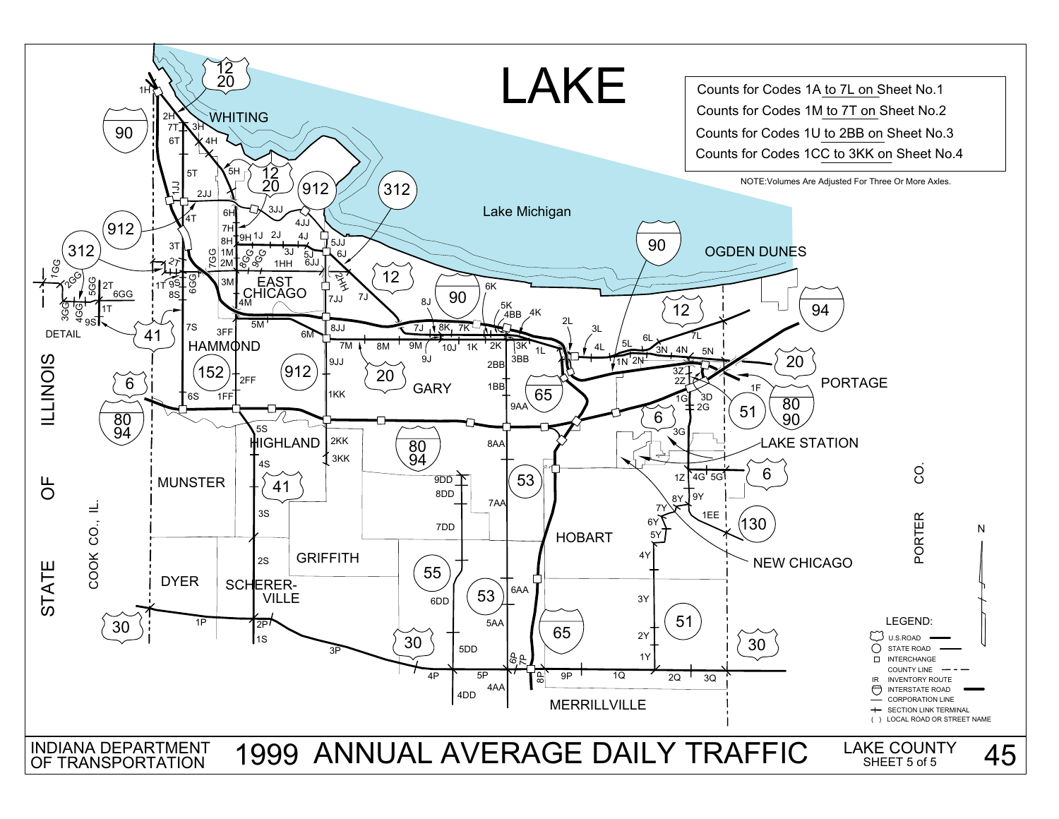# LAKE

Counts for Codes 1A to 7L on Sheet No.1
Counts for Codes 1M to 7T on Sheet No.2
Counts for Codes 1U to 2BB on Sheet No.3
Counts for Codes 1CC to 3KK on Sheet No.4

NOTE:Volumes Are Adjusted For Three Or More Axles.

Lake Michigan

WHITING
EAST CHICAGO
HAMMOND
GARY
OGDEN DUNES
PORTAGE
LAKE STATION
HIGHLAND
MUNSTER
GRIFFITH
DYER
SCHERER-VILLE
HOBART
NEW CHICAGO
MERRILLVILLE

STATE OF ILLINOIS
COOK CO., IL.
PORTER CO.

DETAIL

LEGEND:
U.S.ROAD
STATE ROAD
INTERCHANGE
COUNTY LINE
IR INVENTORY ROUTE
INTERSTATE ROAD
CORPORATION LINE
SECTION LINK TERMINAL
( ) LOCAL ROAD OR STREET NAME

N

INDIANA DEPARTMENT OF TRANSPORTATION

# 1999 ANNUAL AVERAGE DAILY TRAFFIC

LAKE COUNTY
SHEET 5 of 5